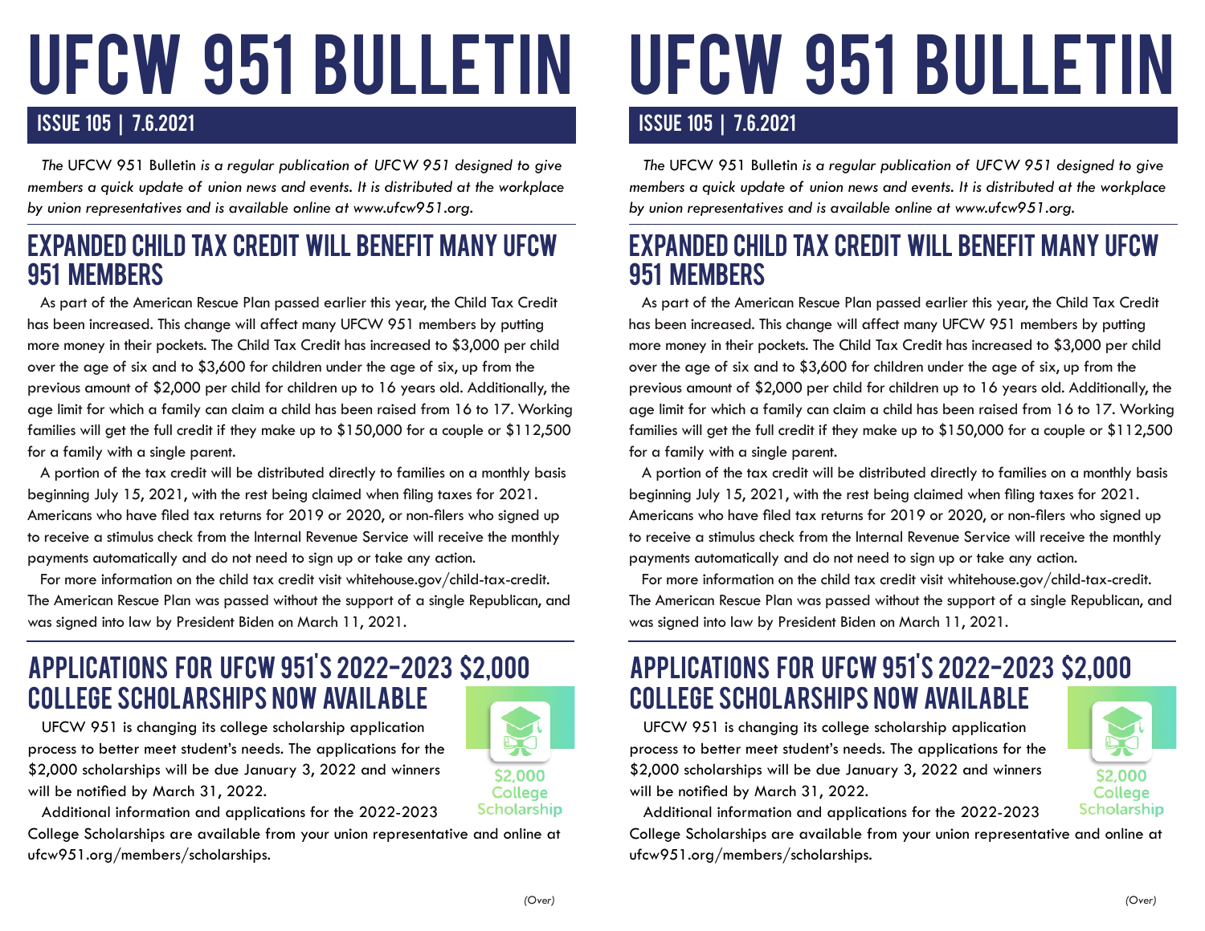# UFCW 951 BULLETIN

## ISSUE 105 | 7.6.2021

*The* UFCW 951 Bulletin *is a regular publication of UFCW 951 designed to give members a quick update of union news and events. It is distributed at the workplace by union representatives and is available online at www.ufcw951.org.*

## EXPANDED CHILD TAX CREDIT WILL BENEFIT MANY UFCW 951 MEMBERS

As part of the American Rescue Plan passed earlier this year, the Child Tax Credit has been increased. This change will affect many UFCW 951 members by putting more money in their pockets. The Child Tax Credit has increased to $3,000 per child over the age of six and to $3,600 for children under the age of six, up from the previous amount of $2,000 per child for children up to 16 years old. Additionally, the age limit for which a family can claim a child has been raised from 16 to 17. Working families will get the full credit if they make up to $150,000 for a couple or $112,500 for a family with a single parent.

A portion of the tax credit will be distributed directly to families on a monthly basis beginning July 15, 2021, with the rest being claimed when filing taxes for 2021. Americans who have filed tax returns for 2019 or 2020, or non-filers who signed up to receive a stimulus check from the Internal Revenue Service will receive the monthly payments automatically and do not need to sign up or take any action.

For more information on the child tax credit visit whitehouse.gov/child-tax-credit. The American Rescue Plan was passed without the support of a single Republican, and was signed into law by President Biden on March 11, 2021.

## APPLICATIONS FOR UFCW 951'S 2022-2023 $2,000 COLLEGE SCHOLARSHIPS NOW AVAILABLE

$2,000 College Scholarship

UFCW 951 is changing its college scholarship application process to better meet student's needs. The applications for the $2,000 scholarships will be due January 3, 2022 and winners will be notified by March 31, 2022.

Additional information and applications for the 2022-2023 College Scholarships are available from your union representative and online at ufcw951.org/members/scholarships.

*(Over)*

# UFCW 951 BULLETIN

## ISSUE 105 | 7.6.2021

*The* UFCW 951 Bulletin *is a regular publication of UFCW 951 designed to give members a quick update of union news and events. It is distributed at the workplace by union representatives and is available online at www.ufcw951.org.*

## EXPANDED CHILD TAX CREDIT WILL BENEFIT MANY UFCW 951 MEMBERS

As part of the American Rescue Plan passed earlier this year, the Child Tax Credit has been increased. This change will affect many UFCW 951 members by putting more money in their pockets. The Child Tax Credit has increased to $3,000 per child over the age of six and to $3,600 for children under the age of six, up from the previous amount of $2,000 per child for children up to 16 years old. Additionally, the age limit for which a family can claim a child has been raised from 16 to 17. Working families will get the full credit if they make up to $150,000 for a couple or $112,500 for a family with a single parent.

A portion of the tax credit will be distributed directly to families on a monthly basis beginning July 15, 2021, with the rest being claimed when filing taxes for 2021. Americans who have filed tax returns for 2019 or 2020, or non-filers who signed up to receive a stimulus check from the Internal Revenue Service will receive the monthly payments automatically and do not need to sign up or take any action.

For more information on the child tax credit visit whitehouse.gov/child-tax-credit. The American Rescue Plan was passed without the support of a single Republican, and was signed into law by President Biden on March 11, 2021.

## APPLICATIONS FOR UFCW 951'S 2022-2023 $2,000 COLLEGE SCHOLARSHIPS NOW AVAILABLE

$2,000 College Scholarship

UFCW 951 is changing its college scholarship application process to better meet student's needs. The applications for the $2,000 scholarships will be due January 3, 2022 and winners will be notified by March 31, 2022.

Additional information and applications for the 2022-2023 College Scholarships are available from your union representative and online at ufcw951.org/members/scholarships.

*(Over)*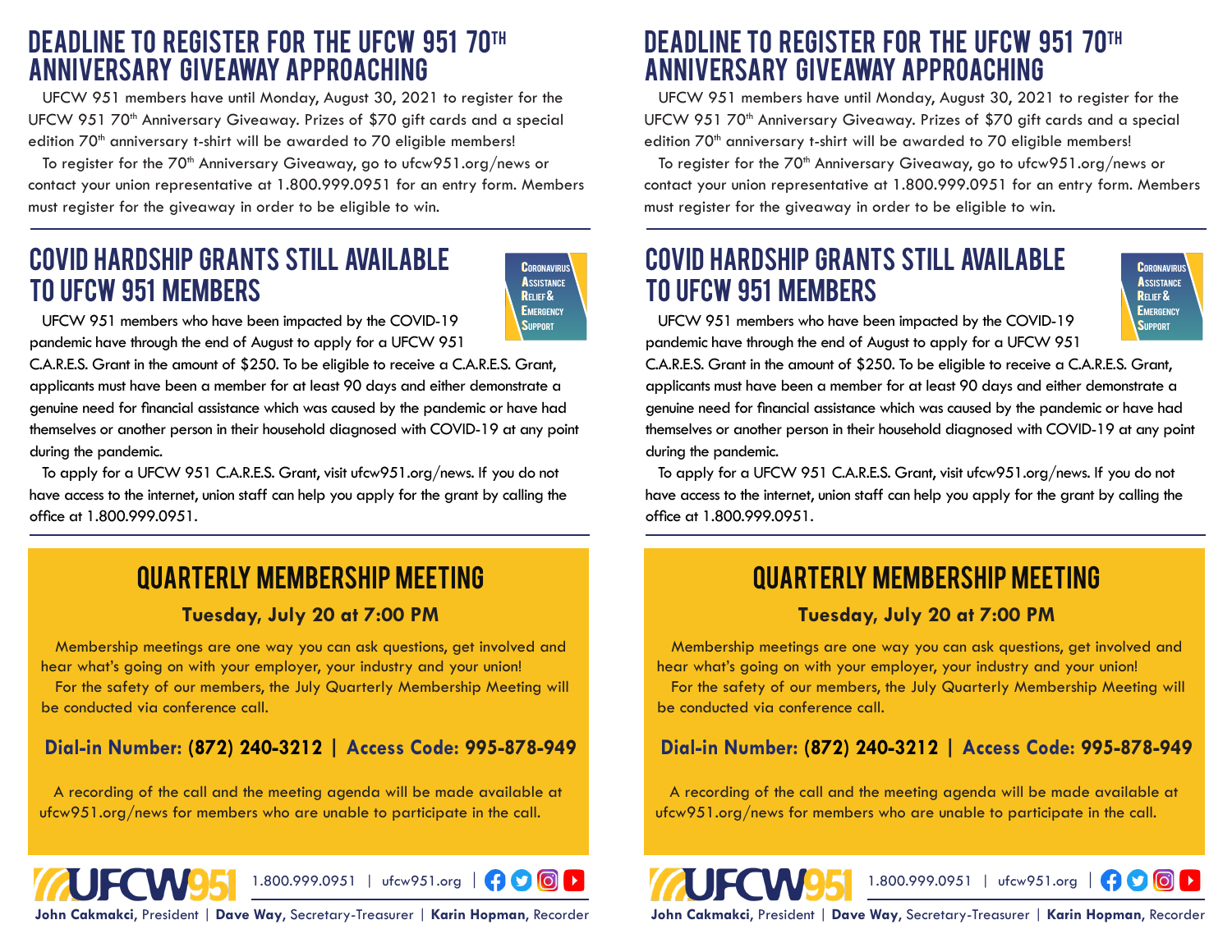# DEADLINE TO REGISTER FOR THE UFCW 951 70TH ANNIVERSARY GIVEAWAY APPROACHING

UFCW 951 members have until Monday, August 30, 2021 to register for the UFCW 951 70th Anniversary Giveaway. Prizes of $70 gift cards and a special edition 70th anniversary t-shirt will be awarded to 70 eligible members!

To register for the 70th Anniversary Giveaway, go to ufcw951.org/news or contact your union representative at 1.800.999.0951 for an entry form. Members must register for the giveaway in order to be eligible to win.

# COVID HARDSHIP GRANTS STILL AVAILABLE TO UFCW 951 MEMBERS

Coronavirus Assistance Relief & Emergency Support

UFCW 951 members who have been impacted by the COVID-19 pandemic have through the end of August to apply for a UFCW 951 C.A.R.E.S. Grant in the amount of $250. To be eligible to receive a C.A.R.E.S. Grant, applicants must have been a member for at least 90 days and either demonstrate a genuine need for financial assistance which was caused by the pandemic or have had themselves or another person in their household diagnosed with COVID-19 at any point during the pandemic.

To apply for a UFCW 951 C.A.R.E.S. Grant, visit ufcw951.org/news. If you do not have access to the internet, union staff can help you apply for the grant by calling the office at 1.800.999.0951.

# QUARTERLY MEMBERSHIP MEETING

**Tuesday, July 20 at 7:00 PM**

Membership meetings are one way you can ask questions, get involved and hear what's going on with your employer, your industry and your union!

For the safety of our members, the July Quarterly Membership Meeting will be conducted via conference call.

**Dial-in Number: (872) 240-3212 | Access Code: 995-878-949**

A recording of the call and the meeting agenda will be made available at ufcw951.org/news for members who are unable to participate in the call.

UFCW 951 | 1.800.999.0951 | ufcw951.org

**John Cakmakci**, President | **Dave Way**, Secretary-Treasurer | **Karin Hopman**, Recorder

# DEADLINE TO REGISTER FOR THE UFCW 951 70TH ANNIVERSARY GIVEAWAY APPROACHING

UFCW 951 members have until Monday, August 30, 2021 to register for the UFCW 951 70th Anniversary Giveaway. Prizes of $70 gift cards and a special edition 70th anniversary t-shirt will be awarded to 70 eligible members!

To register for the 70th Anniversary Giveaway, go to ufcw951.org/news or contact your union representative at 1.800.999.0951 for an entry form. Members must register for the giveaway in order to be eligible to win.

# COVID HARDSHIP GRANTS STILL AVAILABLE TO UFCW 951 MEMBERS

Coronavirus Assistance Relief & Emergency Support

UFCW 951 members who have been impacted by the COVID-19 pandemic have through the end of August to apply for a UFCW 951 C.A.R.E.S. Grant in the amount of $250. To be eligible to receive a C.A.R.E.S. Grant, applicants must have been a member for at least 90 days and either demonstrate a genuine need for financial assistance which was caused by the pandemic or have had themselves or another person in their household diagnosed with COVID-19 at any point during the pandemic.

To apply for a UFCW 951 C.A.R.E.S. Grant, visit ufcw951.org/news. If you do not have access to the internet, union staff can help you apply for the grant by calling the office at 1.800.999.0951.

# QUARTERLY MEMBERSHIP MEETING

**Tuesday, July 20 at 7:00 PM**

Membership meetings are one way you can ask questions, get involved and hear what's going on with your employer, your industry and your union!

For the safety of our members, the July Quarterly Membership Meeting will be conducted via conference call.

**Dial-in Number: (872) 240-3212 | Access Code: 995-878-949**

A recording of the call and the meeting agenda will be made available at ufcw951.org/news for members who are unable to participate in the call.

UFCW 951 | 1.800.999.0951 | ufcw951.org

**John Cakmakci**, President | **Dave Way**, Secretary-Treasurer | **Karin Hopman**, Recorder